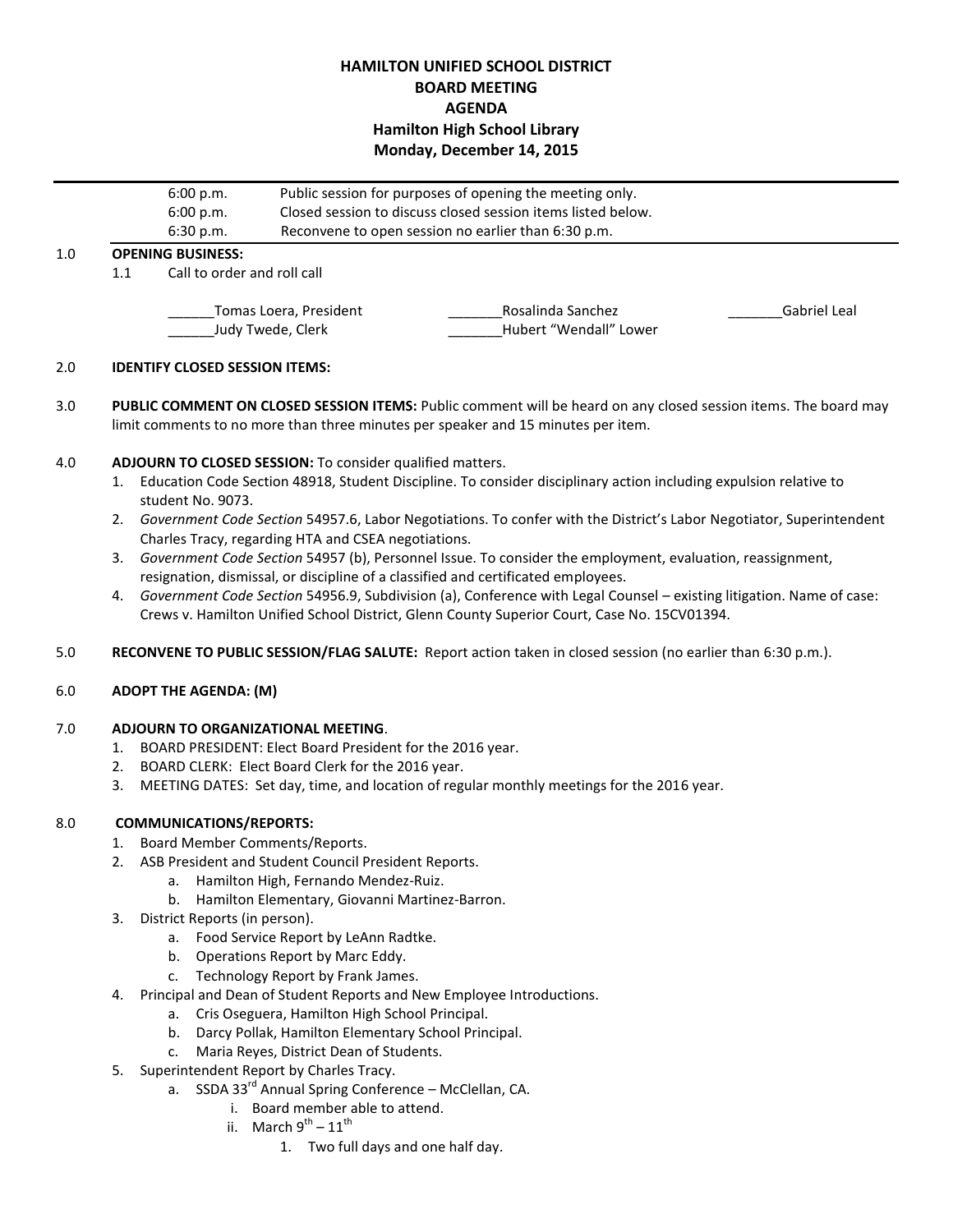**HAMILTON UNIFIED SCHOOL DISTRICT**
**BOARD MEETING**
**AGENDA**
**Hamilton High School Library**
**Monday, December 14, 2015**

---

| | |
|---|---|
| 6:00 p.m. | Public session for purposes of opening the meeting only. |
| 6:00 p.m. | Closed session to discuss closed session items listed below. |
| 6:30 p.m. | Reconvene to open session no earlier than 6:30 p.m. |

---

1.0 **OPENING BUSINESS:**

1.1 Call to order and roll call

______Tomas Loera, President _______Rosalinda Sanchez _______Gabriel Leal
______Judy Twede, Clerk _______Hubert "Wendall" Lower

2.0 **IDENTIFY CLOSED SESSION ITEMS:**

3.0 **PUBLIC COMMENT ON CLOSED SESSION ITEMS:** Public comment will be heard on any closed session items. The board may limit comments to no more than three minutes per speaker and 15 minutes per item.

4.0 **ADJOURN TO CLOSED SESSION:** To consider qualified matters.

1. Education Code Section 48918, Student Discipline. To consider disciplinary action including expulsion relative to student No. 9073.
2. *Government Code Section* 54957.6, Labor Negotiations. To confer with the District's Labor Negotiator, Superintendent Charles Tracy, regarding HTA and CSEA negotiations.
3. *Government Code Section* 54957 (b), Personnel Issue. To consider the employment, evaluation, reassignment, resignation, dismissal, or discipline of a classified and certificated employees.
4. *Government Code Section* 54956.9, Subdivision (a), Conference with Legal Counsel – existing litigation. Name of case: Crews v. Hamilton Unified School District, Glenn County Superior Court, Case No. 15CV01394.

5.0 **RECONVENE TO PUBLIC SESSION/FLAG SALUTE:** Report action taken in closed session (no earlier than 6:30 p.m.).

6.0 **ADOPT THE AGENDA: (M)**

7.0 **ADJOURN TO ORGANIZATIONAL MEETING**.

1. BOARD PRESIDENT: Elect Board President for the 2016 year.
2. BOARD CLERK: Elect Board Clerk for the 2016 year.
3. MEETING DATES: Set day, time, and location of regular monthly meetings for the 2016 year.

8.0 **COMMUNICATIONS/REPORTS:**

1. Board Member Comments/Reports.
2. ASB President and Student Council President Reports.
   a. Hamilton High, Fernando Mendez-Ruiz.
   b. Hamilton Elementary, Giovanni Martinez-Barron.
3. District Reports (in person).
   a. Food Service Report by LeAnn Radtke.
   b. Operations Report by Marc Eddy.
   c. Technology Report by Frank James.
4. Principal and Dean of Student Reports and New Employee Introductions.
   a. Cris Oseguera, Hamilton High School Principal.
   b. Darcy Pollak, Hamilton Elementary School Principal.
   c. Maria Reyes, District Dean of Students.
5. Superintendent Report by Charles Tracy.
   a. SSDA 33rd Annual Spring Conference – McClellan, CA.
      i. Board member able to attend.
      ii. March 9th – 11th
         1. Two full days and one half day.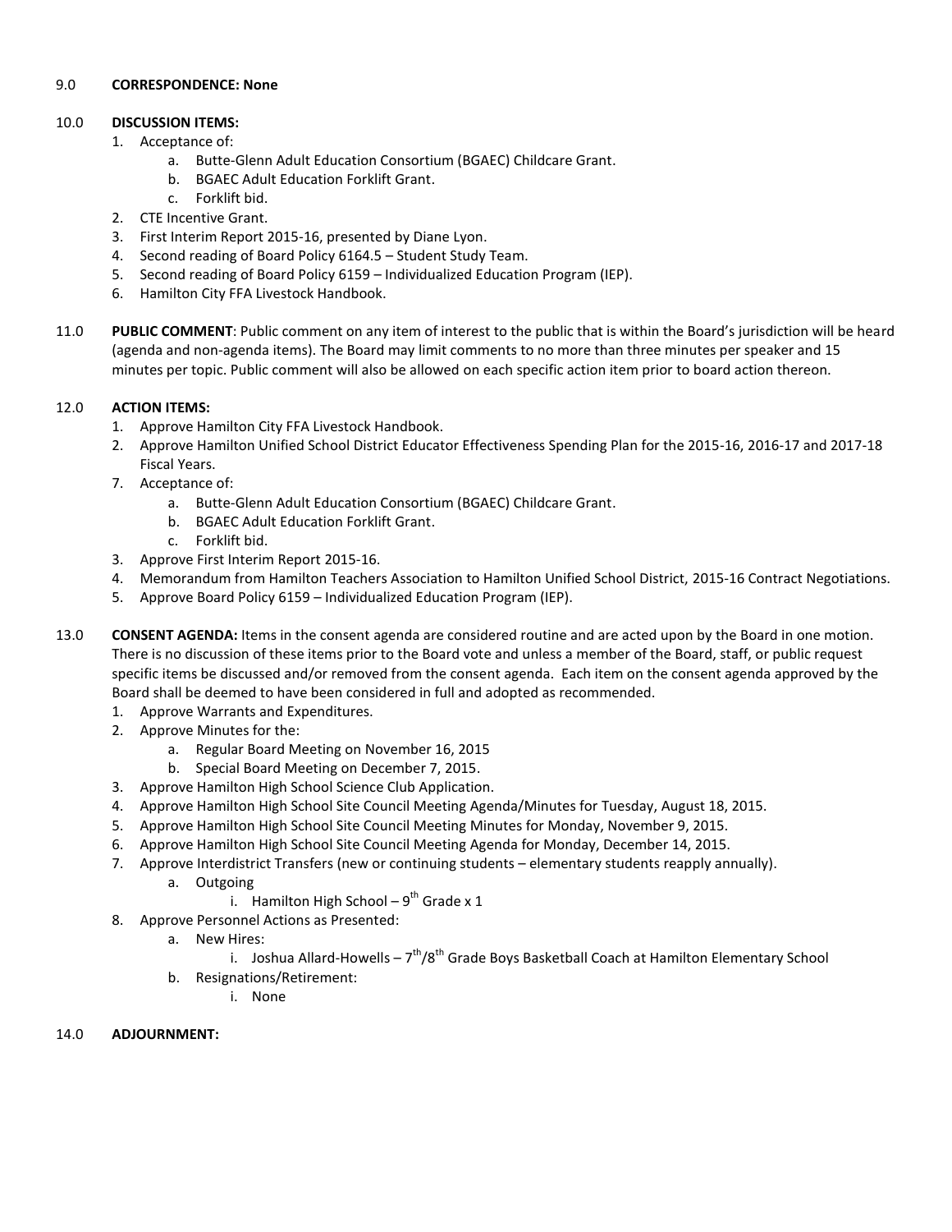9.0 **CORRESPONDENCE: None**

10.0 **DISCUSSION ITEMS:**

1. Acceptance of:
    a. Butte-Glenn Adult Education Consortium (BGAEC) Childcare Grant.
    b. BGAEC Adult Education Forklift Grant.
    c. Forklift bid.
2. CTE Incentive Grant.
3. First Interim Report 2015-16, presented by Diane Lyon.
4. Second reading of Board Policy 6164.5 – Student Study Team.
5. Second reading of Board Policy 6159 – Individualized Education Program (IEP).
6. Hamilton City FFA Livestock Handbook.

11.0 **PUBLIC COMMENT**: Public comment on any item of interest to the public that is within the Board's jurisdiction will be heard (agenda and non-agenda items). The Board may limit comments to no more than three minutes per speaker and 15 minutes per topic. Public comment will also be allowed on each specific action item prior to board action thereon.

12.0 **ACTION ITEMS:**

1. Approve Hamilton City FFA Livestock Handbook.
2. Approve Hamilton Unified School District Educator Effectiveness Spending Plan for the 2015-16, 2016-17 and 2017-18 Fiscal Years.
7. Acceptance of:
    a. Butte-Glenn Adult Education Consortium (BGAEC) Childcare Grant.
    b. BGAEC Adult Education Forklift Grant.
    c. Forklift bid.
3. Approve First Interim Report 2015-16.
4. Memorandum from Hamilton Teachers Association to Hamilton Unified School District, 2015-16 Contract Negotiations.
5. Approve Board Policy 6159 – Individualized Education Program (IEP).

13.0 **CONSENT AGENDA:** Items in the consent agenda are considered routine and are acted upon by the Board in one motion. There is no discussion of these items prior to the Board vote and unless a member of the Board, staff, or public request specific items be discussed and/or removed from the consent agenda. Each item on the consent agenda approved by the Board shall be deemed to have been considered in full and adopted as recommended.

1. Approve Warrants and Expenditures.
2. Approve Minutes for the:
    a. Regular Board Meeting on November 16, 2015
    b. Special Board Meeting on December 7, 2015.
3. Approve Hamilton High School Science Club Application.
4. Approve Hamilton High School Site Council Meeting Agenda/Minutes for Tuesday, August 18, 2015.
5. Approve Hamilton High School Site Council Meeting Minutes for Monday, November 9, 2015.
6. Approve Hamilton High School Site Council Meeting Agenda for Monday, December 14, 2015.
7. Approve Interdistrict Transfers (new or continuing students – elementary students reapply annually).
    a. Outgoing
        i. Hamilton High School – 9th Grade x 1
8. Approve Personnel Actions as Presented:
    a. New Hires:
        i. Joshua Allard-Howells – 7th/8th Grade Boys Basketball Coach at Hamilton Elementary School
    b. Resignations/Retirement:
        i. None

14.0 **ADJOURNMENT:**